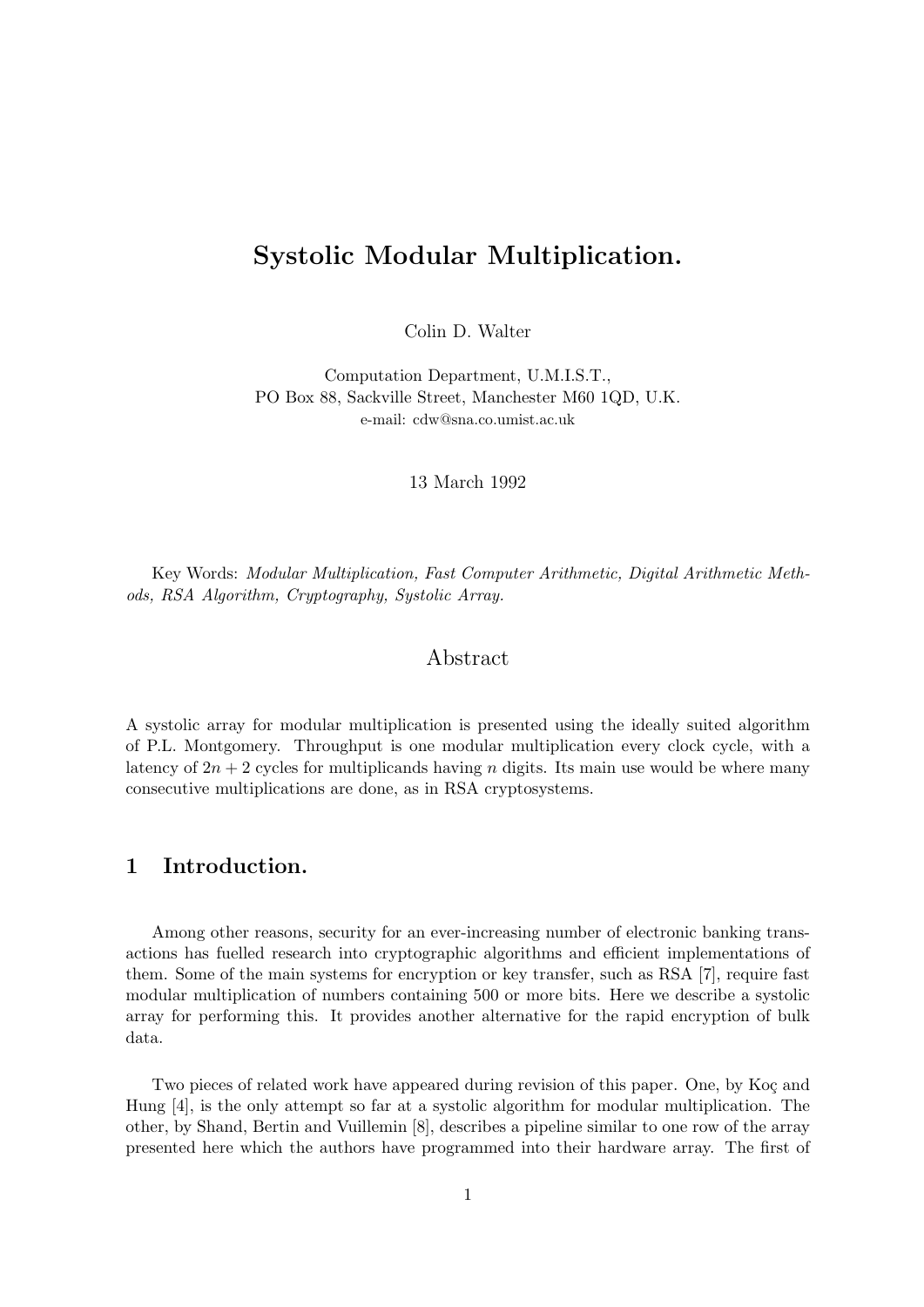# Systolic Modular Multiplication.

Colin D. Walter

Computation Department, U.M.I.S.T.,
PO Box 88, Sackville Street, Manchester M60 1QD, U.K.
e-mail: cdw@sna.co.umist.ac.uk

13 March 1992

Key Words: *Modular Multiplication, Fast Computer Arithmetic, Digital Arithmetic Methods, RSA Algorithm, Cryptography, Systolic Array.*

## Abstract

A systolic array for modular multiplication is presented using the ideally suited algorithm of P.L. Montgomery. Throughput is one modular multiplication every clock cycle, with a latency of $2n + 2$ cycles for multiplicands having $n$ digits. Its main use would be where many consecutive multiplications are done, as in RSA cryptosystems.

## 1 Introduction.

Among other reasons, security for an ever-increasing number of electronic banking transactions has fuelled research into cryptographic algorithms and efficient implementations of them. Some of the main systems for encryption or key transfer, such as RSA [7], require fast modular multiplication of numbers containing 500 or more bits. Here we describe a systolic array for performing this. It provides another alternative for the rapid encryption of bulk data.

Two pieces of related work have appeared during revision of this paper. One, by Koç and Hung [4], is the only attempt so far at a systolic algorithm for modular multiplication. The other, by Shand, Bertin and Vuillemin [8], describes a pipeline similar to one row of the array presented here which the authors have programmed into their hardware array. The first of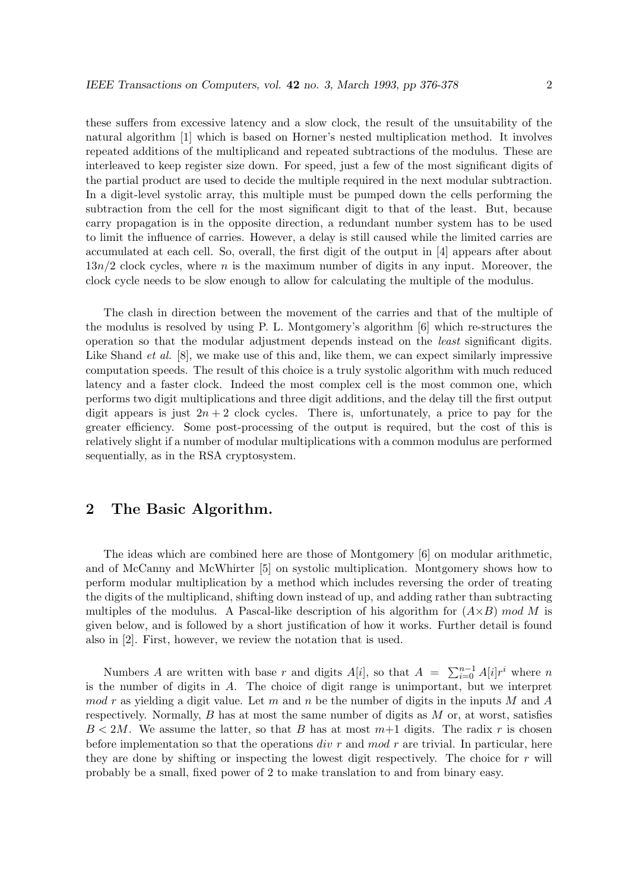these suffers from excessive latency and a slow clock, the result of the unsuitability of the natural algorithm [1] which is based on Horner's nested multiplication method. It involves repeated additions of the multiplicand and repeated subtractions of the modulus. These are interleaved to keep register size down. For speed, just a few of the most significant digits of the partial product are used to decide the multiple required in the next modular subtraction. In a digit-level systolic array, this multiple must be pumped down the cells performing the subtraction from the cell for the most significant digit to that of the least. But, because carry propagation is in the opposite direction, a redundant number system has to be used to limit the influence of carries. However, a delay is still caused while the limited carries are accumulated at each cell. So, overall, the first digit of the output in [4] appears after about $13n/2$ clock cycles, where $n$ is the maximum number of digits in any input. Moreover, the clock cycle needs to be slow enough to allow for calculating the multiple of the modulus.

The clash in direction between the movement of the carries and that of the multiple of the modulus is resolved by using P. L. Montgomery's algorithm [6] which re-structures the operation so that the modular adjustment depends instead on the *least* significant digits. Like Shand *et al.* [8], we make use of this and, like them, we can expect similarly impressive computation speeds. The result of this choice is a truly systolic algorithm with much reduced latency and a faster clock. Indeed the most complex cell is the most common one, which performs two digit multiplications and three digit additions, and the delay till the first output digit appears is just $2n + 2$ clock cycles. There is, unfortunately, a price to pay for the greater efficiency. Some post-processing of the output is required, but the cost of this is relatively slight if a number of modular multiplications with a common modulus are performed sequentially, as in the RSA cryptosystem.

## 2 The Basic Algorithm.

The ideas which are combined here are those of Montgomery [6] on modular arithmetic, and of McCanny and McWhirter [5] on systolic multiplication. Montgomery shows how to perform modular multiplication by a method which includes reversing the order of treating the digits of the multiplicand, shifting down instead of up, and adding rather than subtracting multiples of the modulus. A Pascal-like description of his algorithm for $(A{\times}B)$ *mod* $M$ is given below, and is followed by a short justification of how it works. Further detail is found also in [2]. First, however, we review the notation that is used.

Numbers $A$ are written with base $r$ and digits $A[i]$, so that $A = \sum_{i=0}^{n-1} A[i]r^i$ where $n$ is the number of digits in $A$. The choice of digit range is unimportant, but we interpret *mod* $r$ as yielding a digit value. Let $m$ and $n$ be the number of digits in the inputs $M$ and $A$ respectively. Normally, $B$ has at most the same number of digits as $M$ or, at worst, satisfies $B < 2M$. We assume the latter, so that $B$ has at most $m{+}1$ digits. The radix $r$ is chosen before implementation so that the operations *div* $r$ and *mod* $r$ are trivial. In particular, here they are done by shifting or inspecting the lowest digit respectively. The choice for $r$ will probably be a small, fixed power of 2 to make translation to and from binary easy.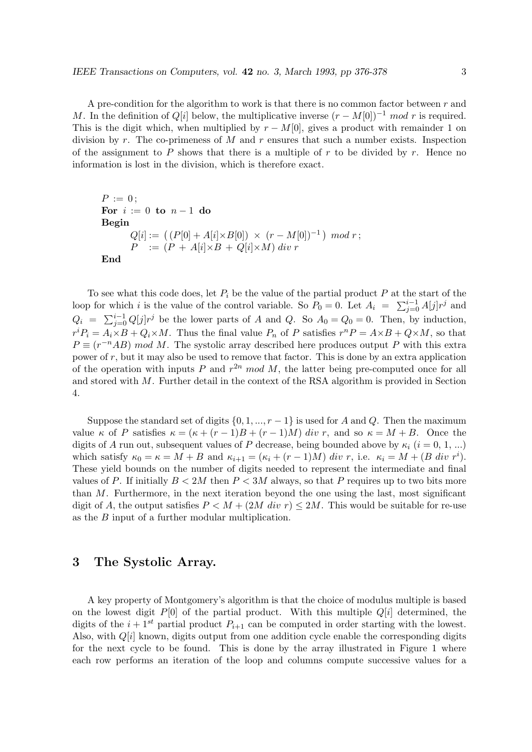A pre-condition for the algorithm to work is that there is no common factor between $r$ and $M$. In the definition of $Q[i]$ below, the multiplicative inverse $(r-M[0])^{-1}$ *mod* $r$ is required. This is the digit which, when multiplied by $r-M[0]$, gives a product with remainder 1 on division by $r$. The co-primeness of $M$ and $r$ ensures that such a number exists. Inspection of the assignment to $P$ shows that there is a multiple of $r$ to be divided by $r$. Hence no information is lost in the division, which is therefore exact.

```
P := 0;
For i := 0 to n-1 do
Begin
      Q[i] := ( (P[0] + A[i]×B[0]) × (r - M[0])^(-1) ) mod r;
      P    := (P + A[i]×B + Q[i]×M) div r
End
```

To see what this code does, let $P_i$ be the value of the partial product $P$ at the start of the loop for which $i$ is the value of the control variable. So $P_0 = 0$. Let $A_i = \sum_{j=0}^{i-1} A[j]r^j$ and $Q_i = \sum_{j=0}^{i-1} Q[j]r^j$ be the lower parts of $A$ and $Q$. So $A_0 = Q_0 = 0$. Then, by induction, $r^iP_i = A_i \times B + Q_i \times M$. Thus the final value $P_n$ of $P$ satisfies $r^nP = A\times B + Q\times M$, so that $P \equiv (r^{-n}AB) \ mod\ M$. The systolic array described here produces output $P$ with this extra power of $r$, but it may also be used to remove that factor. This is done by an extra application of the operation with inputs $P$ and $r^{2n} \ mod\ M$, the latter being pre-computed once for all and stored with $M$. Further detail in the context of the RSA algorithm is provided in Section 4.

Suppose the standard set of digits $\{0, 1, ..., r-1\}$ is used for $A$ and $Q$. Then the maximum value $\kappa$ of $P$ satisfies $\kappa = (\kappa + (r-1)B + (r-1)M) \ div\ r$, and so $\kappa = M + B$. Once the digits of $A$ run out, subsequent values of $P$ decrease, being bounded above by $\kappa_i$ ($i = 0, 1, ...$) which satisfy $\kappa_0 = \kappa = M + B$ and $\kappa_{i+1} = (\kappa_i + (r-1)M) \ div\ r$, i.e. $\kappa_i = M + (B \ div\ r^i)$. These yield bounds on the number of digits needed to represent the intermediate and final values of $P$. If initially $B < 2M$ then $P < 3M$ always, so that $P$ requires up to two bits more than $M$. Furthermore, in the next iteration beyond the one using the last, most significant digit of $A$, the output satisfies $P < M + (2M \ div\ r) \leq 2M$. This would be suitable for re-use as the $B$ input of a further modular multiplication.

## 3 The Systolic Array.

A key property of Montgomery's algorithm is that the choice of modulus multiple is based on the lowest digit $P[0]$ of the partial product. With this multiple $Q[i]$ determined, the digits of the $i+1^{st}$ partial product $P_{i+1}$ can be computed in order starting with the lowest. Also, with $Q[i]$ known, digits output from one addition cycle enable the corresponding digits for the next cycle to be found. This is done by the array illustrated in Figure 1 where each row performs an iteration of the loop and columns compute successive values for a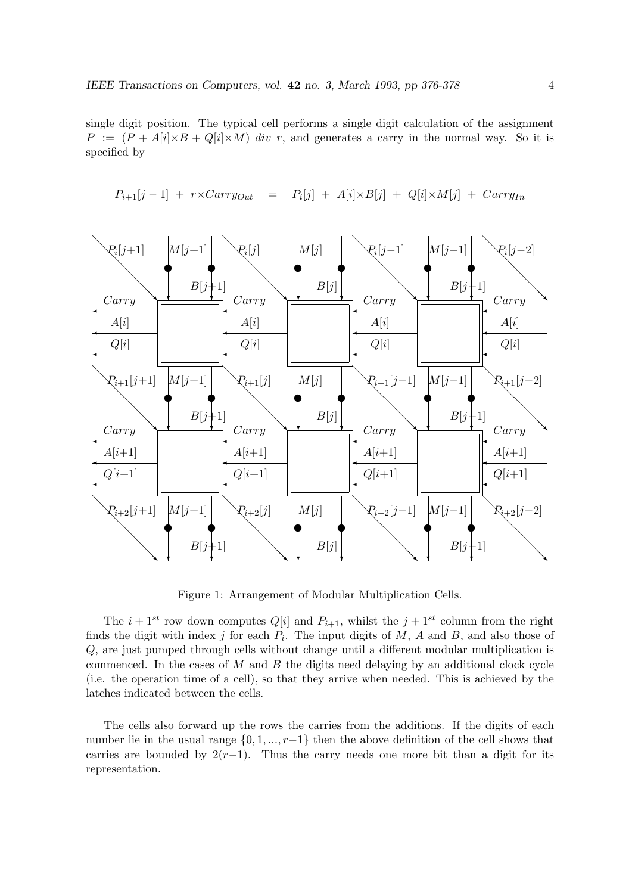single digit position. The typical cell performs a single digit calculation of the assignment $P := (P + A[i]\times B + Q[i]\times M)\ div\ r$, and generates a carry in the normal way. So it is specified by

$$P_{i+1}[j-1] \ + \ r\times Carry_{Out} \quad = \quad P_i[j] \ + \ A[i]\times B[j] \ + \ Q[i]\times M[j] \ + \ Carry_{In}$$

Figure 1: Arrangement of Modular Multiplication Cells.

The $i+1^{st}$ row down computes $Q[i]$ and $P_{i+1}$, whilst the $j+1^{st}$ column from the right finds the digit with index $j$ for each $P_i$. The input digits of $M$, $A$ and $B$, and also those of $Q$, are just pumped through cells without change until a different modular multiplication is commenced. In the cases of $M$ and $B$ the digits need delaying by an additional clock cycle (i.e. the operation time of a cell), so that they arrive when needed. This is achieved by the latches indicated between the cells.

The cells also forward up the rows the carries from the additions. If the digits of each number lie in the usual range $\{0, 1, ..., r-1\}$ then the above definition of the cell shows that carries are bounded by $2(r-1)$. Thus the carry needs one more bit than a digit for its representation.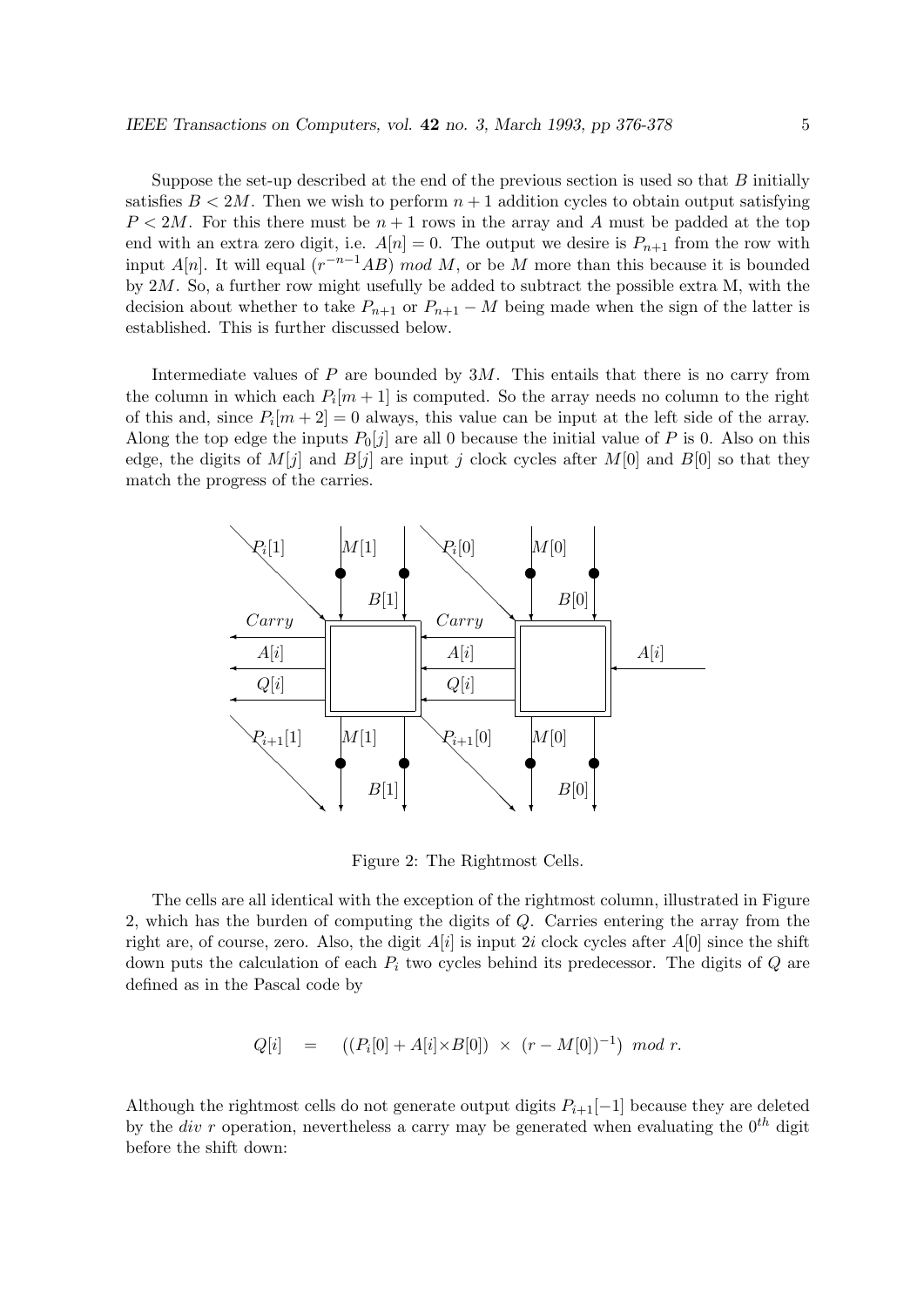Suppose the set-up described at the end of the previous section is used so that $B$ initially satisfies $B < 2M$. Then we wish to perform $n+1$ addition cycles to obtain output satisfying $P < 2M$. For this there must be $n+1$ rows in the array and $A$ must be padded at the top end with an extra zero digit, i.e. $A[n] = 0$. The output we desire is $P_{n+1}$ from the row with input $A[n]$. It will equal $(r^{-n-1}AB)$ *mod* $M$, or be $M$ more than this because it is bounded by $2M$. So, a further row might usefully be added to subtract the possible extra M, with the decision about whether to take $P_{n+1}$ or $P_{n+1} - M$ being made when the sign of the latter is established. This is further discussed below.

Intermediate values of $P$ are bounded by $3M$. This entails that there is no carry from the column in which each $P_i[m+1]$ is computed. So the array needs no column to the right of this and, since $P_i[m+2] = 0$ always, this value can be input at the left side of the array. Along the top edge the inputs $P_0[j]$ are all 0 because the initial value of $P$ is 0. Also on this edge, the digits of $M[j]$ and $B[j]$ are input $j$ clock cycles after $M[0]$ and $B[0]$ so that they match the progress of the carries.

Figure 2: The Rightmost Cells.

The cells are all identical with the exception of the rightmost column, illustrated in Figure 2, which has the burden of computing the digits of $Q$. Carries entering the array from the right are, of course, zero. Also, the digit $A[i]$ is input $2i$ clock cycles after $A[0]$ since the shift down puts the calculation of each $P_i$ two cycles behind its predecessor. The digits of $Q$ are defined as in the Pascal code by

$$Q[i] \quad = \quad ((P_i[0] + A[i]{\times}B[0]) \;\times\; (r - M[0])^{-1}) \;\; mod \;\; r.$$

Although the rightmost cells do not generate output digits $P_{i+1}[-1]$ because they are deleted by the *div* $r$ operation, nevertheless a carry may be generated when evaluating the $0^{th}$ digit before the shift down: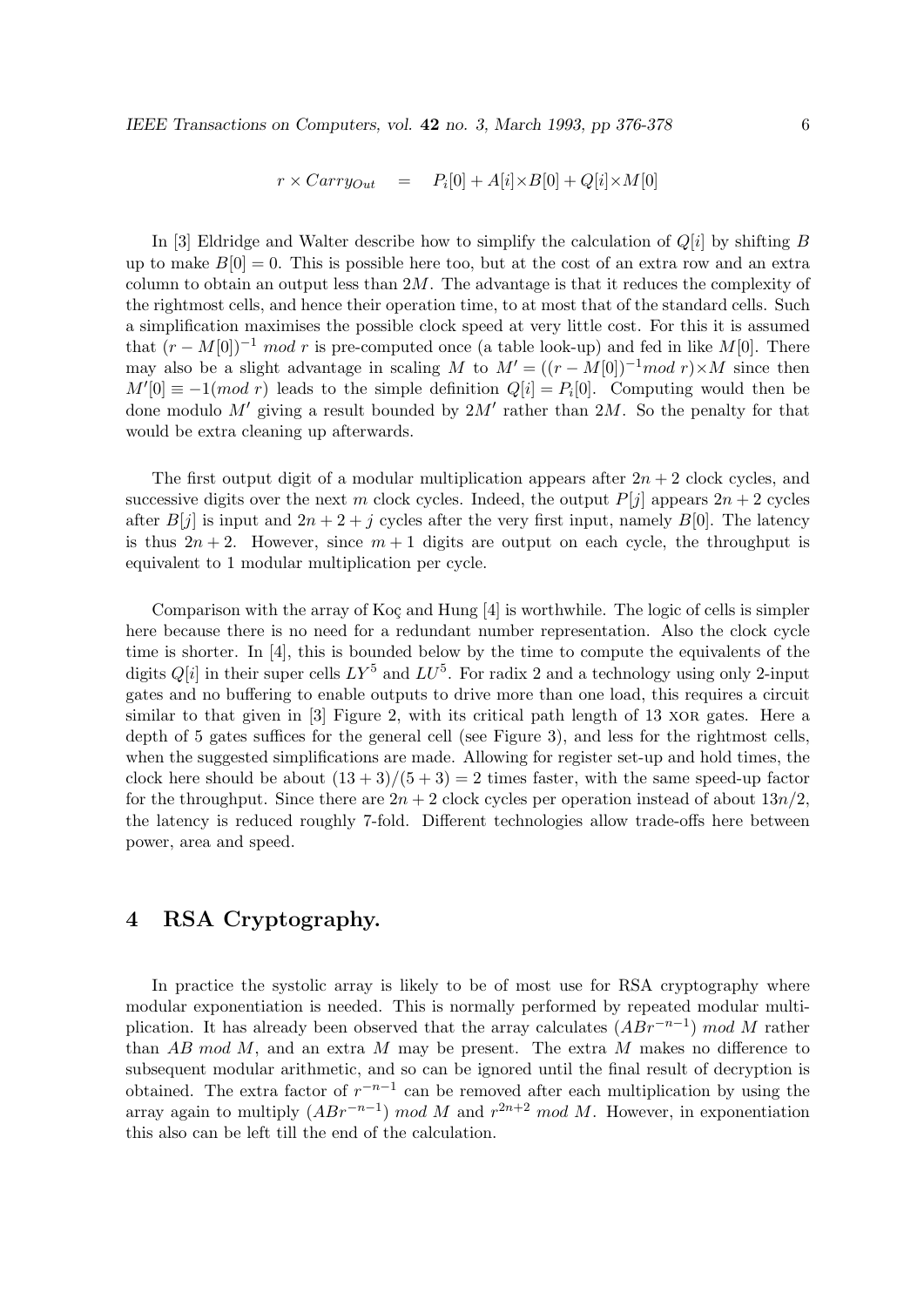$$r \times Carry_{Out} \quad = \quad P_i[0] + A[i]{\times}B[0] + Q[i]{\times}M[0]$$

In [3] Eldridge and Walter describe how to simplify the calculation of $Q[i]$ by shifting $B$ up to make $B[0] = 0$. This is possible here too, but at the cost of an extra row and an extra column to obtain an output less than $2M$. The advantage is that it reduces the complexity of the rightmost cells, and hence their operation time, to at most that of the standard cells. Such a simplification maximises the possible clock speed at very little cost. For this it is assumed that $(r - M[0])^{-1}$ *mod* $r$ is pre-computed once (a table look-up) and fed in like $M[0]$. There may also be a slight advantage in scaling $M$ to $M' = ((r - M[0])^{-1} mod\ r){\times}M$ since then $M'[0] \equiv -1(mod\ r)$ leads to the simple definition $Q[i] = P_i[0]$. Computing would then be done modulo $M'$ giving a result bounded by $2M'$ rather than $2M$. So the penalty for that would be extra cleaning up afterwards.

The first output digit of a modular multiplication appears after $2n + 2$ clock cycles, and successive digits over the next $m$ clock cycles. Indeed, the output $P[j]$ appears $2n + 2$ cycles after $B[j]$ is input and $2n + 2 + j$ cycles after the very first input, namely $B[0]$. The latency is thus $2n + 2$. However, since $m + 1$ digits are output on each cycle, the throughput is equivalent to 1 modular multiplication per cycle.

Comparison with the array of Koç and Hung [4] is worthwhile. The logic of cells is simpler here because there is no need for a redundant number representation. Also the clock cycle time is shorter. In [4], this is bounded below by the time to compute the equivalents of the digits $Q[i]$ in their super cells $LY^5$ and $LU^5$. For radix 2 and a technology using only 2-input gates and no buffering to enable outputs to drive more than one load, this requires a circuit similar to that given in [3] Figure 2, with its critical path length of 13 XOR gates. Here a depth of 5 gates suffices for the general cell (see Figure 3), and less for the rightmost cells, when the suggested simplifications are made. Allowing for register set-up and hold times, the clock here should be about $(13 + 3)/(5 + 3) = 2$ times faster, with the same speed-up factor for the throughput. Since there are $2n + 2$ clock cycles per operation instead of about $13n/2$, the latency is reduced roughly 7-fold. Different technologies allow trade-offs here between power, area and speed.

## 4 RSA Cryptography.

In practice the systolic array is likely to be of most use for RSA cryptography where modular exponentiation is needed. This is normally performed by repeated modular multiplication. It has already been observed that the array calculates $(ABr^{-n-1})$ *mod* $M$ rather than $AB$ *mod* $M$, and an extra $M$ may be present. The extra $M$ makes no difference to subsequent modular arithmetic, and so can be ignored until the final result of decryption is obtained. The extra factor of $r^{-n-1}$ can be removed after each multiplication by using the array again to multiply $(ABr^{-n-1})$ *mod* $M$ and $r^{2n+2}$ *mod* $M$. However, in exponentiation this also can be left till the end of the calculation.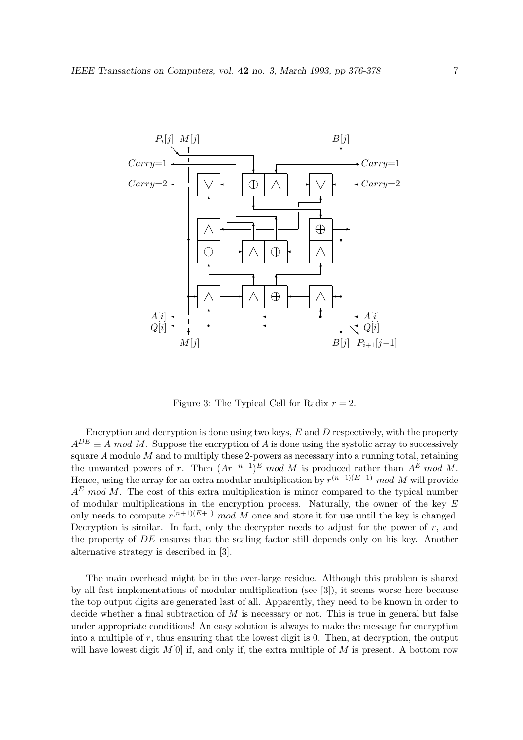Figure 3: The Typical Cell for Radix $r = 2$.

Encryption and decryption is done using two keys, $E$ and $D$ respectively, with the property $A^{DE} \equiv A \ mod \ M$. Suppose the encryption of $A$ is done using the systolic array to successively square $A$ modulo $M$ and to multiply these 2-powers as necessary into a running total, retaining the unwanted powers of $r$. Then $(Ar^{-n-1})^E \ mod \ M$ is produced rather than $A^E \ mod \ M$. Hence, using the array for an extra modular multiplication by $r^{(n+1)(E+1)} \ mod \ M$ will provide $A^E \ mod \ M$. The cost of this extra multiplication is minor compared to the typical number of modular multiplications in the encryption process. Naturally, the owner of the key $E$ only needs to compute $r^{(n+1)(E+1)} \ mod \ M$ once and store it for use until the key is changed. Decryption is similar. In fact, only the decrypter needs to adjust for the power of $r$, and the property of $DE$ ensures that the scaling factor still depends only on his key. Another alternative strategy is described in [3].

The main overhead might be in the over-large residue. Although this problem is shared by all fast implementations of modular multiplication (see [3]), it seems worse here because the top output digits are generated last of all. Apparently, they need to be known in order to decide whether a final subtraction of $M$ is necessary or not. This is true in general but false under appropriate conditions! An easy solution is always to make the message for encryption into a multiple of $r$, thus ensuring that the lowest digit is 0. Then, at decryption, the output will have lowest digit $M[0]$ if, and only if, the extra multiple of $M$ is present. A bottom row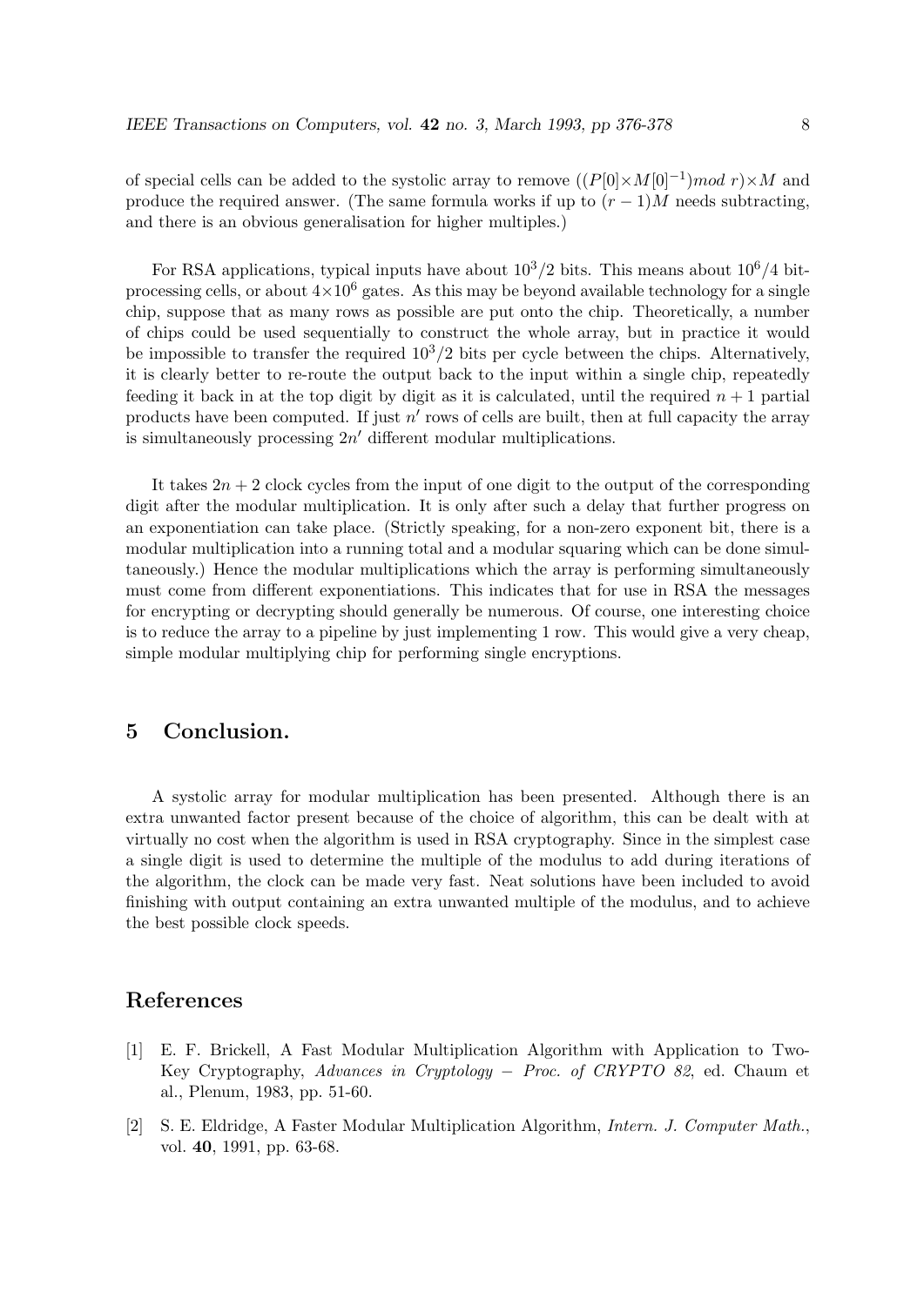of special cells can be added to the systolic array to remove $((P[0]\times M[0]^{-1}) mod\ r)\times M$ and produce the required answer. (The same formula works if up to $(r-1)M$ needs subtracting, and there is an obvious generalisation for higher multiples.)

For RSA applications, typical inputs have about $10^3/2$ bits. This means about $10^6/4$ bit-processing cells, or about $4\times 10^6$ gates. As this may be beyond available technology for a single chip, suppose that as many rows as possible are put onto the chip. Theoretically, a number of chips could be used sequentially to construct the whole array, but in practice it would be impossible to transfer the required $10^3/2$ bits per cycle between the chips. Alternatively, it is clearly better to re-route the output back to the input within a single chip, repeatedly feeding it back in at the top digit by digit as it is calculated, until the required $n+1$ partial products have been computed. If just $n'$ rows of cells are built, then at full capacity the array is simultaneously processing $2n'$ different modular multiplications.

It takes $2n+2$ clock cycles from the input of one digit to the output of the corresponding digit after the modular multiplication. It is only after such a delay that further progress on an exponentiation can take place. (Strictly speaking, for a non-zero exponent bit, there is a modular multiplication into a running total and a modular squaring which can be done simultaneously.) Hence the modular multiplications which the array is performing simultaneously must come from different exponentiations. This indicates that for use in RSA the messages for encrypting or decrypting should generally be numerous. Of course, one interesting choice is to reduce the array to a pipeline by just implementing 1 row. This would give a very cheap, simple modular multiplying chip for performing single encryptions.

## 5 Conclusion.

A systolic array for modular multiplication has been presented. Although there is an extra unwanted factor present because of the choice of algorithm, this can be dealt with at virtually no cost when the algorithm is used in RSA cryptography. Since in the simplest case a single digit is used to determine the multiple of the modulus to add during iterations of the algorithm, the clock can be made very fast. Neat solutions have been included to avoid finishing with output containing an extra unwanted multiple of the modulus, and to achieve the best possible clock speeds.

## References

[1] E. F. Brickell, A Fast Modular Multiplication Algorithm with Application to Two-Key Cryptography, *Advances in Cryptology – Proc. of CRYPTO 82*, ed. Chaum et al., Plenum, 1983, pp. 51-60.

[2] S. E. Eldridge, A Faster Modular Multiplication Algorithm, *Intern. J. Computer Math.*, vol. **40**, 1991, pp. 63-68.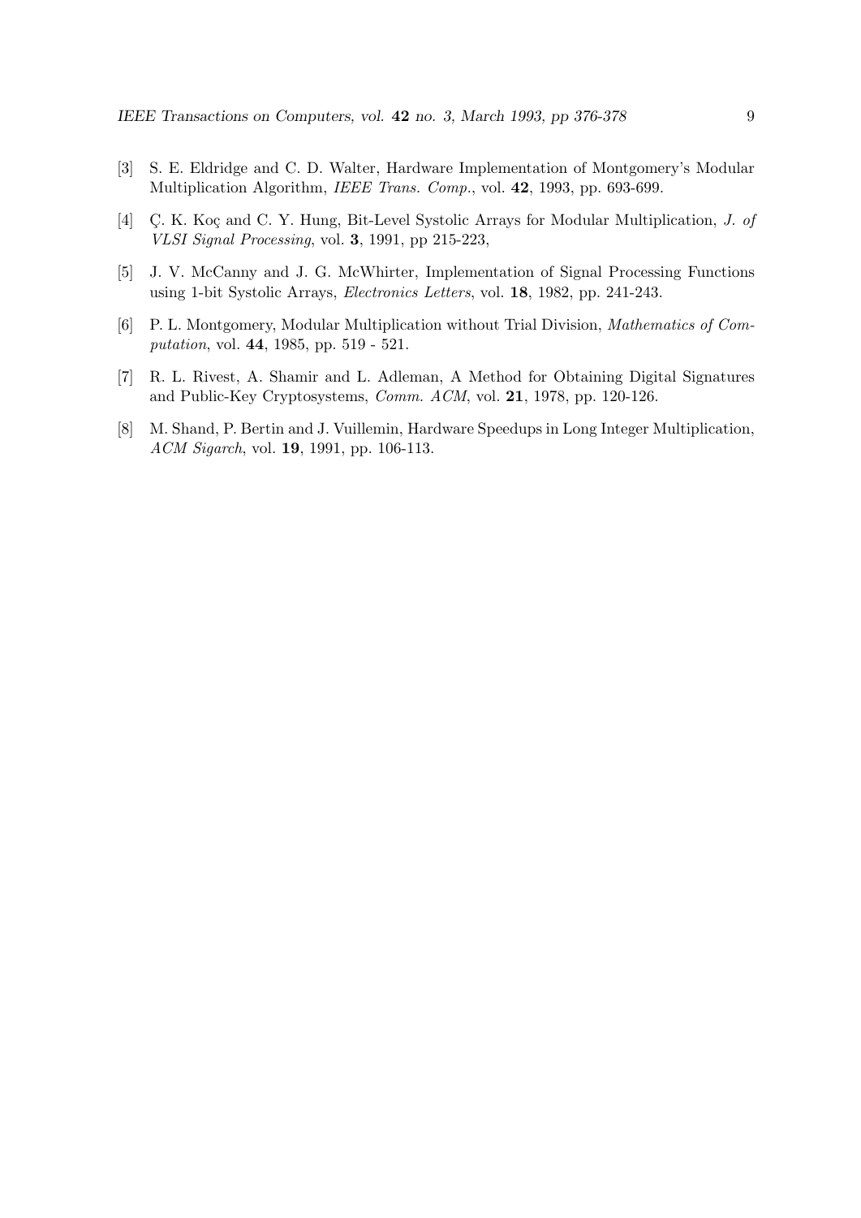[3] S. E. Eldridge and C. D. Walter, Hardware Implementation of Montgomery's Modular Multiplication Algorithm, *IEEE Trans. Comp.*, vol. **42**, 1993, pp. 693-699.

[4] Ç. K. Koç and C. Y. Hung, Bit-Level Systolic Arrays for Modular Multiplication, *J. of VLSI Signal Processing*, vol. **3**, 1991, pp 215-223,

[5] J. V. McCanny and J. G. McWhirter, Implementation of Signal Processing Functions using 1-bit Systolic Arrays, *Electronics Letters*, vol. **18**, 1982, pp. 241-243.

[6] P. L. Montgomery, Modular Multiplication without Trial Division, *Mathematics of Computation*, vol. **44**, 1985, pp. 519 - 521.

[7] R. L. Rivest, A. Shamir and L. Adleman, A Method for Obtaining Digital Signatures and Public-Key Cryptosystems, *Comm. ACM*, vol. **21**, 1978, pp. 120-126.

[8] M. Shand, P. Bertin and J. Vuillemin, Hardware Speedups in Long Integer Multiplication, *ACM Sigarch*, vol. **19**, 1991, pp. 106-113.